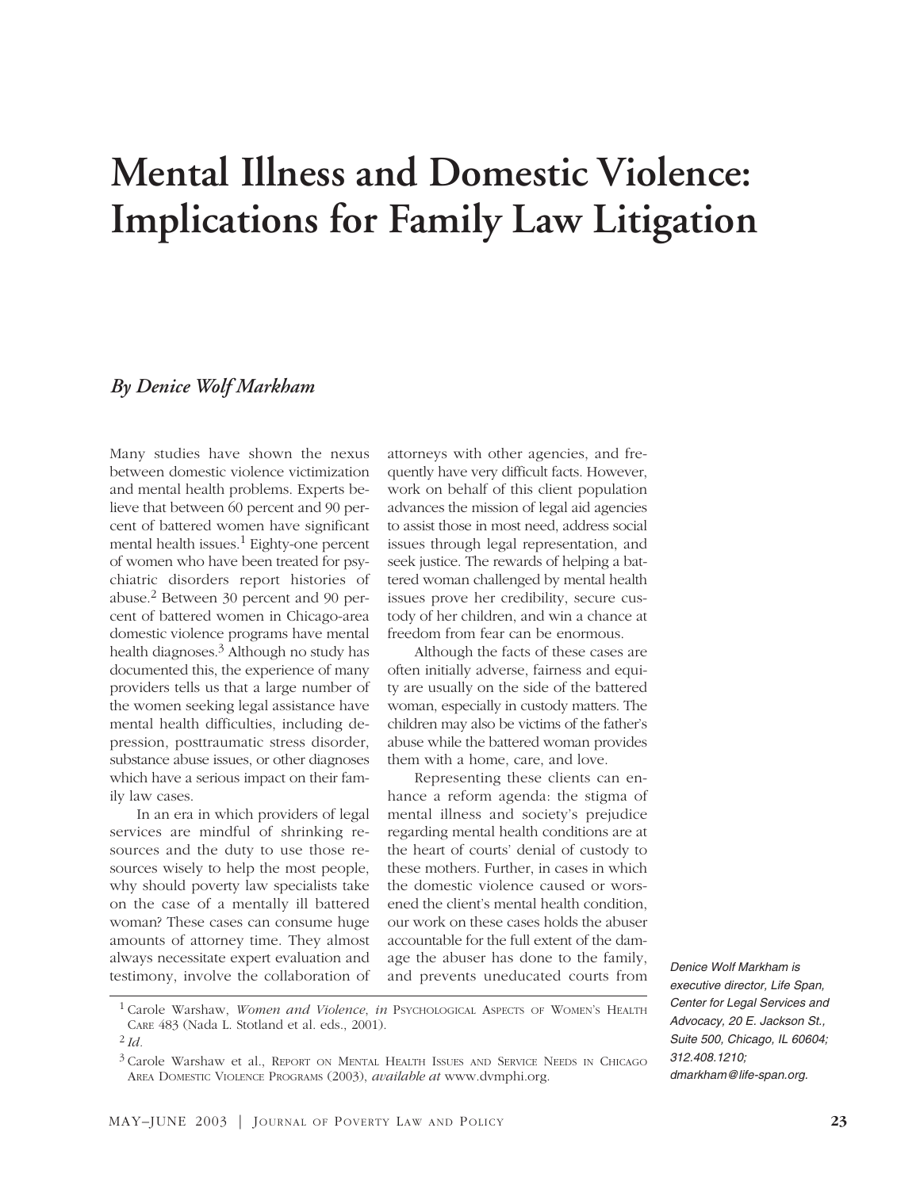# Mental Illness and Domestic Violence: Implications for Family Law Litigation

*By Denice Wolf Markham*

Many studies have shown the nexus between domestic violence victimization and mental health problems. Experts believe that between 60 percent and 90 percent of battered women have significant mental health issues.[1] Eighty-one percent of women who have been treated for psychiatric disorders report histories of abuse.[2] Between 30 percent and 90 percent of battered women in Chicago-area domestic violence programs have mental health diagnoses.[3] Although no study has documented this, the experience of many providers tells us that a large number of the women seeking legal assistance have mental health difficulties, including depression, posttraumatic stress disorder, substance abuse issues, or other diagnoses which have a serious impact on their family law cases.

In an era in which providers of legal services are mindful of shrinking resources and the duty to use those resources wisely to help the most people, why should poverty law specialists take on the case of a mentally ill battered woman? These cases can consume huge amounts of attorney time. They almost always necessitate expert evaluation and testimony, involve the collaboration of attorneys with other agencies, and frequently have very difficult facts. However, work on behalf of this client population advances the mission of legal aid agencies to assist those in most need, address social issues through legal representation, and seek justice. The rewards of helping a battered woman challenged by mental health issues prove her credibility, secure custody of her children, and win a chance at freedom from fear can be enormous.

Although the facts of these cases are often initially adverse, fairness and equity are usually on the side of the battered woman, especially in custody matters. The children may also be victims of the father's abuse while the battered woman provides them with a home, care, and love.

Representing these clients can enhance a reform agenda: the stigma of mental illness and society's prejudice regarding mental health conditions are at the heart of courts' denial of custody to these mothers. Further, in cases in which the domestic violence caused or worsened the client's mental health condition, our work on these cases holds the abuser accountable for the full extent of the damage the abuser has done to the family, and prevents uneducated courts from

*Denice Wolf Markham is executive director, Life Span, Center for Legal Services and Advocacy, 20 E. Jackson St., Suite 500, Chicago, IL 60604; 312.408.1210; dmarkham@life-span.org.*

---

[1] Carole Warshaw, *Women and Violence*, *in* Psychological Aspects of Women's Health Care 483 (Nada L. Stotland et al. eds., 2001).

[2] *Id.*

[3] Carole Warshaw et al., Report on Mental Health Issues and Service Needs in Chicago Area Domestic Violence Programs (2003), *available at* www.dvmphi.org.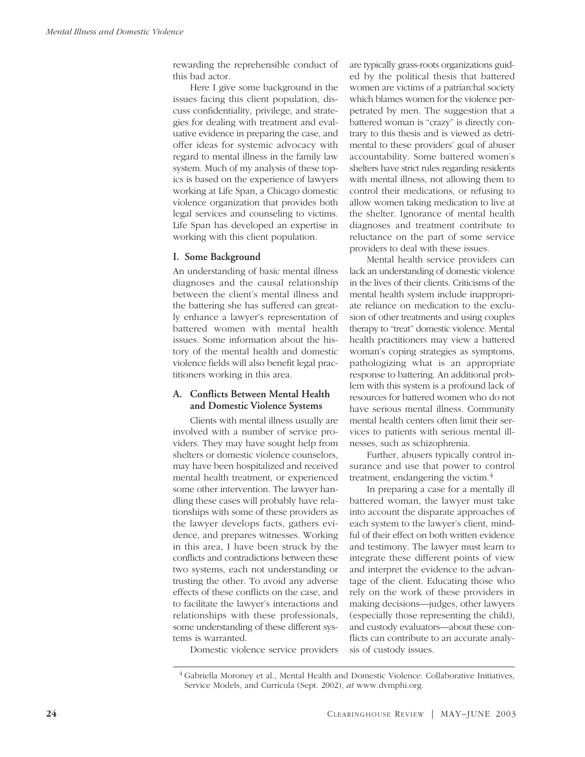rewarding the reprehensible conduct of this bad actor.

Here I give some background in the issues facing this client population, discuss confidentiality, privilege, and strategies for dealing with treatment and evaluative evidence in preparing the case, and offer ideas for systemic advocacy with regard to mental illness in the family law system. Much of my analysis of these topics is based on the experience of lawyers working at Life Span, a Chicago domestic violence organization that provides both legal services and counseling to victims. Life Span has developed an expertise in working with this client population.

## I. Some Background

An understanding of basic mental illness diagnoses and the causal relationship between the client's mental illness and the battering she has suffered can greatly enhance a lawyer's representation of battered women with mental health issues. Some information about the history of the mental health and domestic violence fields will also benefit legal practitioners working in this area.

### A. Conflicts Between Mental Health and Domestic Violence Systems

Clients with mental illness usually are involved with a number of service providers. They may have sought help from shelters or domestic violence counselors, may have been hospitalized and received mental health treatment, or experienced some other intervention. The lawyer handling these cases will probably have relationships with some of these providers as the lawyer develops facts, gathers evidence, and prepares witnesses. Working in this area, I have been struck by the conflicts and contradictions between these two systems, each not understanding or trusting the other. To avoid any adverse effects of these conflicts on the case, and to facilitate the lawyer's interactions and relationships with these professionals, some understanding of these different systems is warranted.

Domestic violence service providers are typically grass-roots organizations guided by the political thesis that battered women are victims of a patriarchal society which blames women for the violence perpetrated by men. The suggestion that a battered woman is "crazy" is directly contrary to this thesis and is viewed as detrimental to these providers' goal of abuser accountability. Some battered women's shelters have strict rules regarding residents with mental illness, not allowing them to control their medications, or refusing to allow women taking medication to live at the shelter. Ignorance of mental health diagnoses and treatment contribute to reluctance on the part of some service providers to deal with these issues.

Mental health service providers can lack an understanding of domestic violence in the lives of their clients. Criticisms of the mental health system include inappropriate reliance on medication to the exclusion of other treatments and using couples therapy to "treat" domestic violence. Mental health practitioners may view a battered woman's coping strategies as symptoms, pathologizing what is an appropriate response to battering. An additional problem with this system is a profound lack of resources for battered women who do not have serious mental illness. Community mental health centers often limit their services to patients with serious mental illnesses, such as schizophrenia.

Further, abusers typically control insurance and use that power to control treatment, endangering the victim.[4]

In preparing a case for a mentally ill battered woman, the lawyer must take into account the disparate approaches of each system to the lawyer's client, mindful of their effect on both written evidence and testimony. The lawyer must learn to integrate these different points of view and interpret the evidence to the advantage of the client. Educating those who rely on the work of these providers in making decisions—judges, other lawyers (especially those representing the child), and custody evaluators—about these conflicts can contribute to an accurate analysis of custody issues.

[4] Gabriella Moroney et al., Mental Health and Domestic Violence: Collaborative Initiatives, Service Models, and Curricula (Sept. 2002), *at* www.dvmphi.org.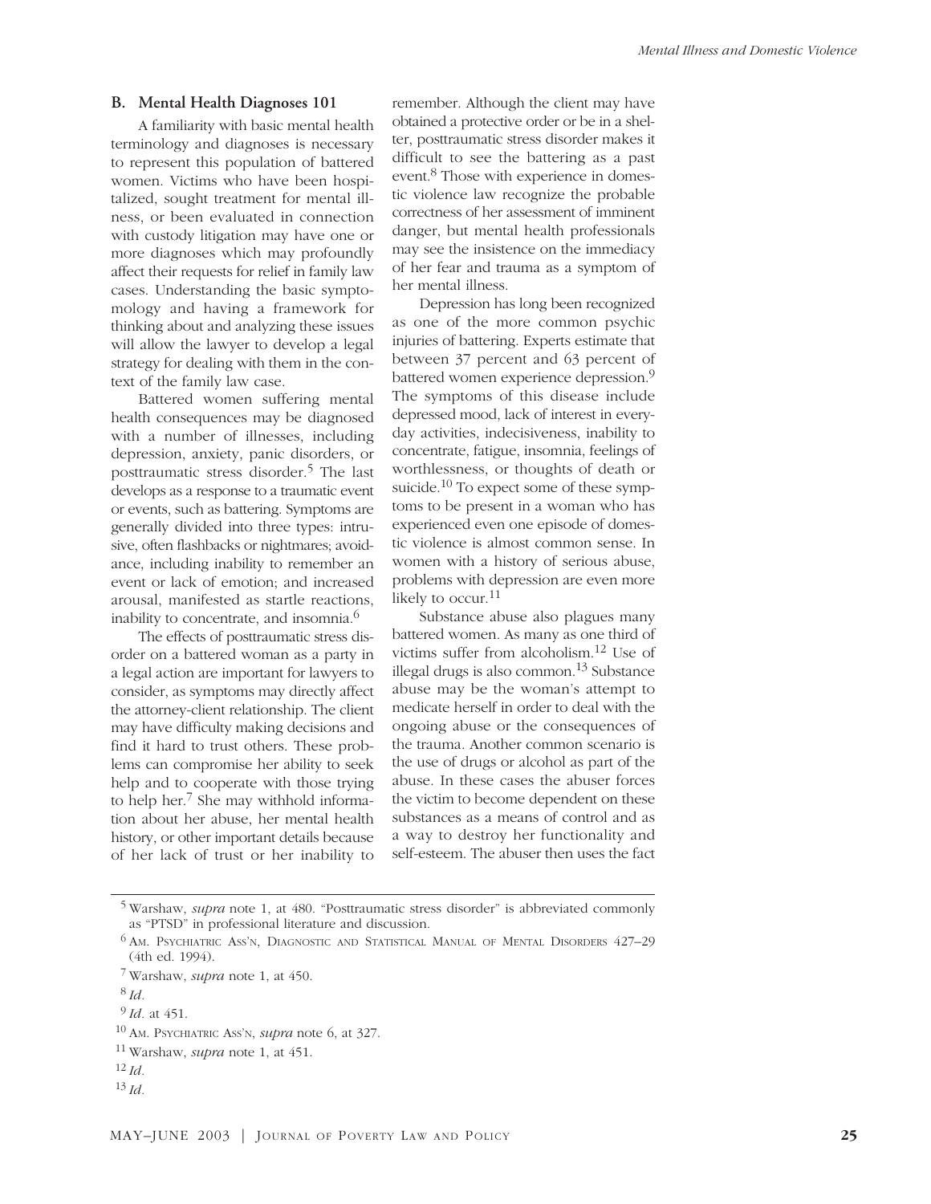## B. Mental Health Diagnoses 101

A familiarity with basic mental health terminology and diagnoses is necessary to represent this population of battered women. Victims who have been hospitalized, sought treatment for mental illness, or been evaluated in connection with custody litigation may have one or more diagnoses which may profoundly affect their requests for relief in family law cases. Understanding the basic symptomology and having a framework for thinking about and analyzing these issues will allow the lawyer to develop a legal strategy for dealing with them in the context of the family law case.

Battered women suffering mental health consequences may be diagnosed with a number of illnesses, including depression, anxiety, panic disorders, or posttraumatic stress disorder.[5] The last develops as a response to a traumatic event or events, such as battering. Symptoms are generally divided into three types: intrusive, often flashbacks or nightmares; avoidance, including inability to remember an event or lack of emotion; and increased arousal, manifested as startle reactions, inability to concentrate, and insomnia.[6]

The effects of posttraumatic stress disorder on a battered woman as a party in a legal action are important for lawyers to consider, as symptoms may directly affect the attorney-client relationship. The client may have difficulty making decisions and find it hard to trust others. These problems can compromise her ability to seek help and to cooperate with those trying to help her.[7] She may withhold information about her abuse, her mental health history, or other important details because of her lack of trust or her inability to remember. Although the client may have obtained a protective order or be in a shelter, posttraumatic stress disorder makes it difficult to see the battering as a past event.[8] Those with experience in domestic violence law recognize the probable correctness of her assessment of imminent danger, but mental health professionals may see the insistence on the immediacy of her fear and trauma as a symptom of her mental illness.

Depression has long been recognized as one of the more common psychic injuries of battering. Experts estimate that between 37 percent and 63 percent of battered women experience depression.[9] The symptoms of this disease include depressed mood, lack of interest in everyday activities, indecisiveness, inability to concentrate, fatigue, insomnia, feelings of worthlessness, or thoughts of death or suicide.[10] To expect some of these symptoms to be present in a woman who has experienced even one episode of domestic violence is almost common sense. In women with a history of serious abuse, problems with depression are even more likely to occur.[11]

Substance abuse also plagues many battered women. As many as one third of victims suffer from alcoholism.[12] Use of illegal drugs is also common.[13] Substance abuse may be the woman's attempt to medicate herself in order to deal with the ongoing abuse or the consequences of the trauma. Another common scenario is the use of drugs or alcohol as part of the abuse. In these cases the abuser forces the victim to become dependent on these substances as a means of control and as a way to destroy her functionality and self-esteem. The abuser then uses the fact

---

[5] Warshaw, *supra* note 1, at 480. "Posttraumatic stress disorder" is abbreviated commonly as "PTSD" in professional literature and discussion.

[6] Am. Psychiatric Ass'n, Diagnostic and Statistical Manual of Mental Disorders 427–29 (4th ed. 1994).

[7] Warshaw, *supra* note 1, at 450.

[8] *Id.*

[9] *Id.* at 451.

[10] Am. Psychiatric Ass'n, *supra* note 6, at 327.

[11] Warshaw, *supra* note 1, at 451.

[12] *Id.*

[13] *Id.*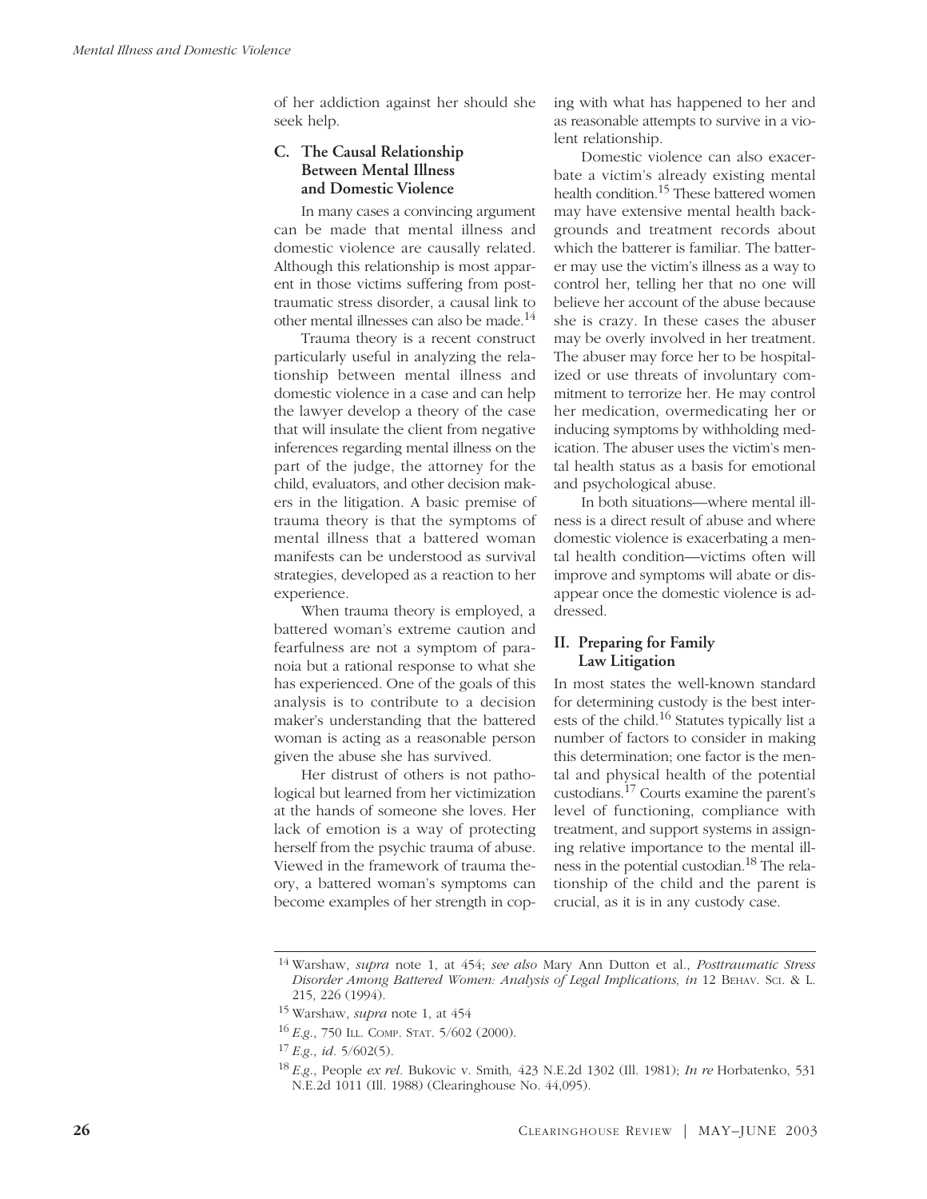of her addiction against her should she seek help.

### C. The Causal Relationship Between Mental Illness and Domestic Violence

In many cases a convincing argument can be made that mental illness and domestic violence are causally related. Although this relationship is most apparent in those victims suffering from post-traumatic stress disorder, a causal link to other mental illnesses can also be made.[14]

Trauma theory is a recent construct particularly useful in analyzing the relationship between mental illness and domestic violence in a case and can help the lawyer develop a theory of the case that will insulate the client from negative inferences regarding mental illness on the part of the judge, the attorney for the child, evaluators, and other decision makers in the litigation. A basic premise of trauma theory is that the symptoms of mental illness that a battered woman manifests can be understood as survival strategies, developed as a reaction to her experience.

When trauma theory is employed, a battered woman's extreme caution and fearfulness are not a symptom of paranoia but a rational response to what she has experienced. One of the goals of this analysis is to contribute to a decision maker's understanding that the battered woman is acting as a reasonable person given the abuse she has survived.

Her distrust of others is not pathological but learned from her victimization at the hands of someone she loves. Her lack of emotion is a way of protecting herself from the psychic trauma of abuse. Viewed in the framework of trauma theory, a battered woman's symptoms can become examples of her strength in coping with what has happened to her and as reasonable attempts to survive in a violent relationship.

Domestic violence can also exacerbate a victim's already existing mental health condition.[15] These battered women may have extensive mental health backgrounds and treatment records about which the batterer is familiar. The batterer may use the victim's illness as a way to control her, telling her that no one will believe her account of the abuse because she is crazy. In these cases the abuser may be overly involved in her treatment. The abuser may force her to be hospitalized or use threats of involuntary commitment to terrorize her. He may control her medication, overmedicating her or inducing symptoms by withholding medication. The abuser uses the victim's mental health status as a basis for emotional and psychological abuse.

In both situations—where mental illness is a direct result of abuse and where domestic violence is exacerbating a mental health condition—victims often will improve and symptoms will abate or disappear once the domestic violence is addressed.

## II. Preparing for Family Law Litigation

In most states the well-known standard for determining custody is the best interests of the child.[16] Statutes typically list a number of factors to consider in making this determination; one factor is the mental and physical health of the potential custodians.[17] Courts examine the parent's level of functioning, compliance with treatment, and support systems in assigning relative importance to the mental illness in the potential custodian.[18] The relationship of the child and the parent is crucial, as it is in any custody case.

---

[14] Warshaw, *supra* note 1, at 454; *see also* Mary Ann Dutton et al., *Posttraumatic Stress Disorder Among Battered Women: Analysis of Legal Implications, in* 12 BEHAV. SCI. & L. 215, 226 (1994).

[15] Warshaw, *supra* note 1, at 454

[16] *E.g.*, 750 ILL. COMP. STAT. 5/602 (2000).

[17] *E.g.*, *id.* 5/602(5).

[18] *E.g.*, People *ex rel.* Bukovic v. Smith, 423 N.E.2d 1302 (Ill. 1981); *In re* Horbatenko, 531 N.E.2d 1011 (Ill. 1988) (Clearinghouse No. 44,095).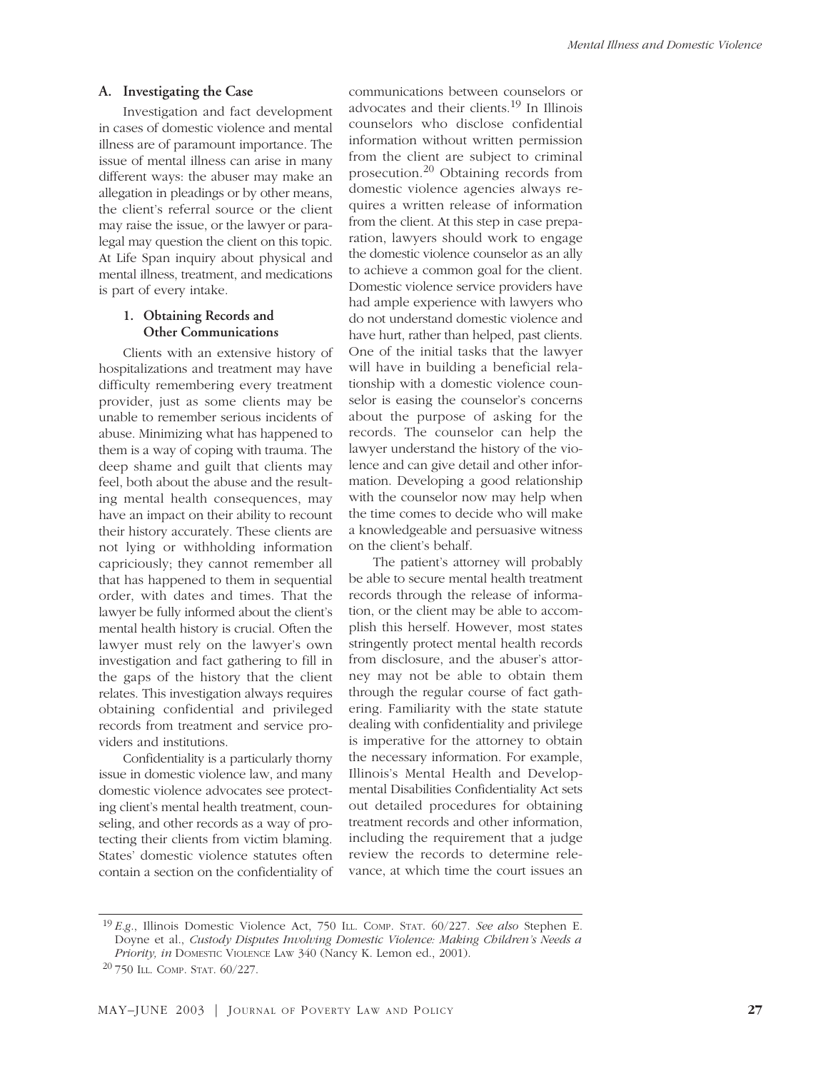## A. Investigating the Case

Investigation and fact development in cases of domestic violence and mental illness are of paramount importance. The issue of mental illness can arise in many different ways: the abuser may make an allegation in pleadings or by other means, the client's referral source or the client may raise the issue, or the lawyer or paralegal may question the client on this topic. At Life Span inquiry about physical and mental illness, treatment, and medications is part of every intake.

### 1. Obtaining Records and Other Communications

Clients with an extensive history of hospitalizations and treatment may have difficulty remembering every treatment provider, just as some clients may be unable to remember serious incidents of abuse. Minimizing what has happened to them is a way of coping with trauma. The deep shame and guilt that clients may feel, both about the abuse and the resulting mental health consequences, may have an impact on their ability to recount their history accurately. These clients are not lying or withholding information capriciously; they cannot remember all that has happened to them in sequential order, with dates and times. That the lawyer be fully informed about the client's mental health history is crucial. Often the lawyer must rely on the lawyer's own investigation and fact gathering to fill in the gaps of the history that the client relates. This investigation always requires obtaining confidential and privileged records from treatment and service providers and institutions.

Confidentiality is a particularly thorny issue in domestic violence law, and many domestic violence advocates see protecting client's mental health treatment, counseling, and other records as a way of protecting their clients from victim blaming. States' domestic violence statutes often contain a section on the confidentiality of communications between counselors or advocates and their clients.[19] In Illinois counselors who disclose confidential information without written permission from the client are subject to criminal prosecution.[20] Obtaining records from domestic violence agencies always requires a written release of information from the client. At this step in case preparation, lawyers should work to engage the domestic violence counselor as an ally to achieve a common goal for the client. Domestic violence service providers have had ample experience with lawyers who do not understand domestic violence and have hurt, rather than helped, past clients. One of the initial tasks that the lawyer will have in building a beneficial relationship with a domestic violence counselor is easing the counselor's concerns about the purpose of asking for the records. The counselor can help the lawyer understand the history of the violence and can give detail and other information. Developing a good relationship with the counselor now may help when the time comes to decide who will make a knowledgeable and persuasive witness on the client's behalf.

The patient's attorney will probably be able to secure mental health treatment records through the release of information, or the client may be able to accomplish this herself. However, most states stringently protect mental health records from disclosure, and the abuser's attorney may not be able to obtain them through the regular course of fact gathering. Familiarity with the state statute dealing with confidentiality and privilege is imperative for the attorney to obtain the necessary information. For example, Illinois's Mental Health and Developmental Disabilities Confidentiality Act sets out detailed procedures for obtaining treatment records and other information, including the requirement that a judge review the records to determine relevance, at which time the court issues an

---

[19] *E.g.*, Illinois Domestic Violence Act, 750 ILL. COMP. STAT. 60/227. *See also* Stephen E. Doyne et al., *Custody Disputes Involving Domestic Violence: Making Children's Needs a Priority, in* DOMESTIC VIOLENCE LAW 340 (Nancy K. Lemon ed., 2001).

[20] 750 ILL. COMP. STAT. 60/227.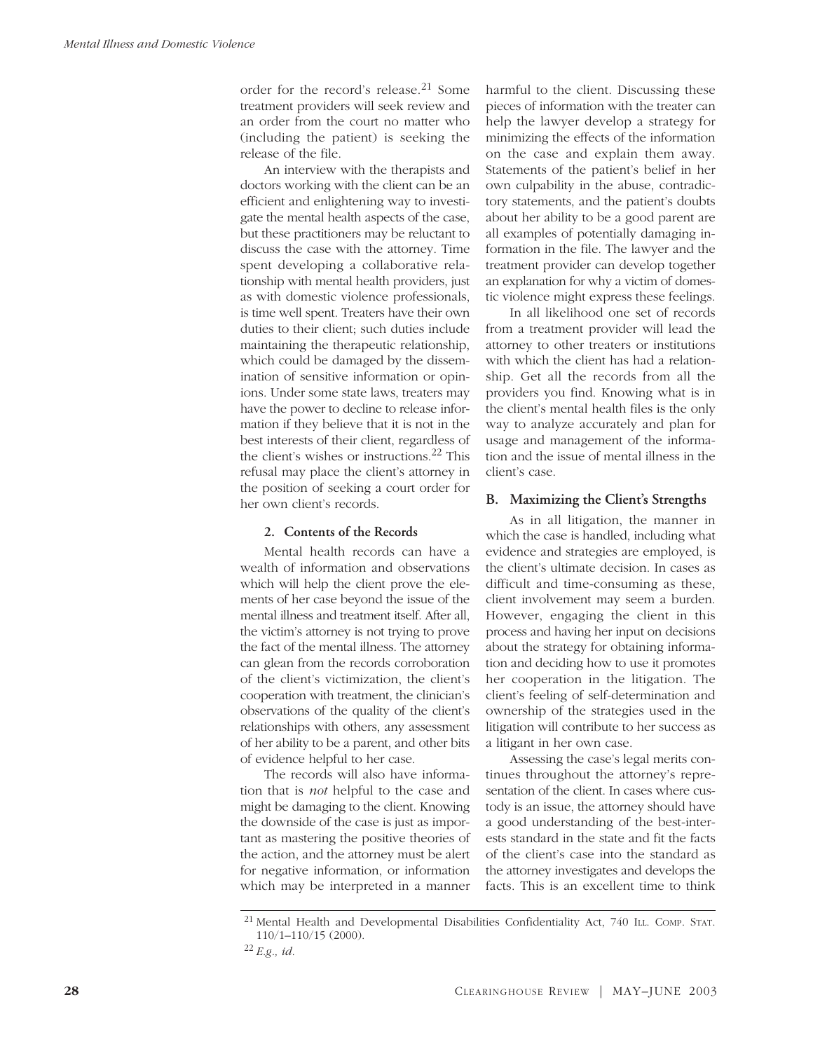order for the record's release.[21] Some treatment providers will seek review and an order from the court no matter who (including the patient) is seeking the release of the file.

An interview with the therapists and doctors working with the client can be an efficient and enlightening way to investigate the mental health aspects of the case, but these practitioners may be reluctant to discuss the case with the attorney. Time spent developing a collaborative relationship with mental health providers, just as with domestic violence professionals, is time well spent. Treaters have their own duties to their client; such duties include maintaining the therapeutic relationship, which could be damaged by the dissemination of sensitive information or opinions. Under some state laws, treaters may have the power to decline to release information if they believe that it is not in the best interests of their client, regardless of the client's wishes or instructions.[22] This refusal may place the client's attorney in the position of seeking a court order for her own client's records.

#### 2. Contents of the Records

Mental health records can have a wealth of information and observations which will help the client prove the elements of her case beyond the issue of the mental illness and treatment itself. After all, the victim's attorney is not trying to prove the fact of the mental illness. The attorney can glean from the records corroboration of the client's victimization, the client's cooperation with treatment, the clinician's observations of the quality of the client's relationships with others, any assessment of her ability to be a parent, and other bits of evidence helpful to her case.

The records will also have information that is *not* helpful to the case and might be damaging to the client. Knowing the downside of the case is just as important as mastering the positive theories of the action, and the attorney must be alert for negative information, or information which may be interpreted in a manner harmful to the client. Discussing these pieces of information with the treater can help the lawyer develop a strategy for minimizing the effects of the information on the case and explain them away. Statements of the patient's belief in her own culpability in the abuse, contradictory statements, and the patient's doubts about her ability to be a good parent are all examples of potentially damaging information in the file. The lawyer and the treatment provider can develop together an explanation for why a victim of domestic violence might express these feelings.

In all likelihood one set of records from a treatment provider will lead the attorney to other treaters or institutions with which the client has had a relationship. Get all the records from all the providers you find. Knowing what is in the client's mental health files is the only way to analyze accurately and plan for usage and management of the information and the issue of mental illness in the client's case.

### B. Maximizing the Client's Strengths

As in all litigation, the manner in which the case is handled, including what evidence and strategies are employed, is the client's ultimate decision. In cases as difficult and time-consuming as these, client involvement may seem a burden. However, engaging the client in this process and having her input on decisions about the strategy for obtaining information and deciding how to use it promotes her cooperation in the litigation. The client's feeling of self-determination and ownership of the strategies used in the litigation will contribute to her success as a litigant in her own case.

Assessing the case's legal merits continues throughout the attorney's representation of the client. In cases where custody is an issue, the attorney should have a good understanding of the best-interests standard in the state and fit the facts of the client's case into the standard as the attorney investigates and develops the facts. This is an excellent time to think

---

[21] Mental Health and Developmental Disabilities Confidentiality Act, 740 ILL. COMP. STAT. 110/1–110/15 (2000).

[22] *E.g., id.*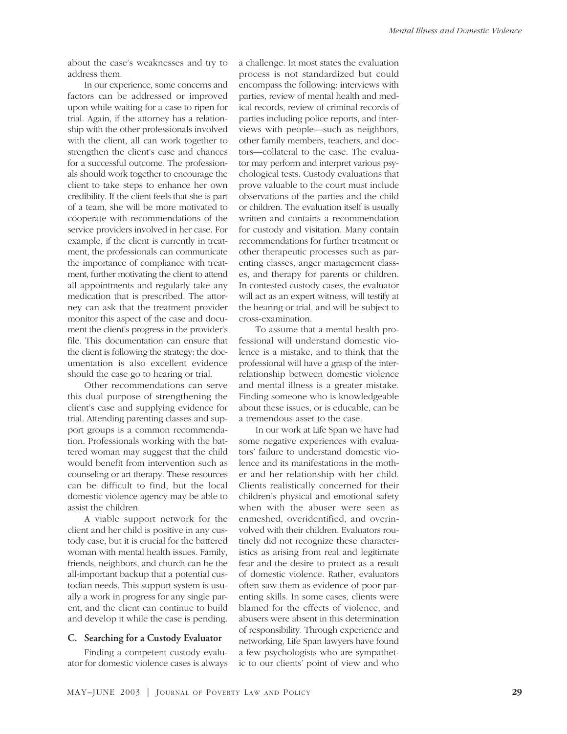about the case's weaknesses and try to address them.

In our experience, some concerns and factors can be addressed or improved upon while waiting for a case to ripen for trial. Again, if the attorney has a relationship with the other professionals involved with the client, all can work together to strengthen the client's case and chances for a successful outcome. The professionals should work together to encourage the client to take steps to enhance her own credibility. If the client feels that she is part of a team, she will be more motivated to cooperate with recommendations of the service providers involved in her case. For example, if the client is currently in treatment, the professionals can communicate the importance of compliance with treatment, further motivating the client to attend all appointments and regularly take any medication that is prescribed. The attorney can ask that the treatment provider monitor this aspect of the case and document the client's progress in the provider's file. This documentation can ensure that the client is following the strategy; the documentation is also excellent evidence should the case go to hearing or trial.

Other recommendations can serve this dual purpose of strengthening the client's case and supplying evidence for trial. Attending parenting classes and support groups is a common recommendation. Professionals working with the battered woman may suggest that the child would benefit from intervention such as counseling or art therapy. These resources can be difficult to find, but the local domestic violence agency may be able to assist the children.

A viable support network for the client and her child is positive in any custody case, but it is crucial for the battered woman with mental health issues. Family, friends, neighbors, and church can be the all-important backup that a potential custodian needs. This support system is usually a work in progress for any single parent, and the client can continue to build and develop it while the case is pending.

### C. Searching for a Custody Evaluator

Finding a competent custody evaluator for domestic violence cases is always a challenge. In most states the evaluation process is not standardized but could encompass the following: interviews with parties, review of mental health and medical records, review of criminal records of parties including police reports, and interviews with people—such as neighbors, other family members, teachers, and doctors—collateral to the case. The evaluator may perform and interpret various psychological tests. Custody evaluations that prove valuable to the court must include observations of the parties and the child or children. The evaluation itself is usually written and contains a recommendation for custody and visitation. Many contain recommendations for further treatment or other therapeutic processes such as parenting classes, anger management classes, and therapy for parents or children. In contested custody cases, the evaluator will act as an expert witness, will testify at the hearing or trial, and will be subject to cross-examination.

To assume that a mental health professional will understand domestic violence is a mistake, and to think that the professional will have a grasp of the interrelationship between domestic violence and mental illness is a greater mistake. Finding someone who is knowledgeable about these issues, or is educable, can be a tremendous asset to the case.

In our work at Life Span we have had some negative experiences with evaluators' failure to understand domestic violence and its manifestations in the mother and her relationship with her child. Clients realistically concerned for their children's physical and emotional safety when with the abuser were seen as enmeshed, overidentified, and overinvolved with their children. Evaluators routinely did not recognize these characteristics as arising from real and legitimate fear and the desire to protect as a result of domestic violence. Rather, evaluators often saw them as evidence of poor parenting skills. In some cases, clients were blamed for the effects of violence, and abusers were absent in this determination of responsibility. Through experience and networking, Life Span lawyers have found a few psychologists who are sympathetic to our clients' point of view and who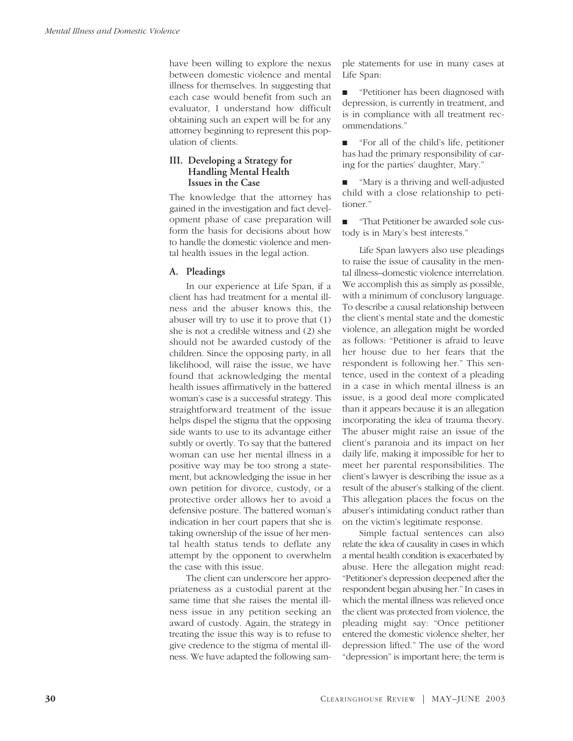have been willing to explore the nexus between domestic violence and mental illness for themselves. In suggesting that each case would benefit from such an evaluator, I understand how difficult obtaining such an expert will be for any attorney beginning to represent this population of clients.

## III. Developing a Strategy for Handling Mental Health Issues in the Case

The knowledge that the attorney has gained in the investigation and fact development phase of case preparation will form the basis for decisions about how to handle the domestic violence and mental health issues in the legal action.

### A. Pleadings

In our experience at Life Span, if a client has had treatment for a mental illness and the abuser knows this, the abuser will try to use it to prove that (1) she is not a credible witness and (2) she should not be awarded custody of the children. Since the opposing party, in all likelihood, will raise the issue, we have found that acknowledging the mental health issues affirmatively in the battered woman's case is a successful strategy. This straightforward treatment of the issue helps dispel the stigma that the opposing side wants to use to its advantage either subtly or overtly. To say that the battered woman can use her mental illness in a positive way may be too strong a statement, but acknowledging the issue in her own petition for divorce, custody, or a protective order allows her to avoid a defensive posture. The battered woman's indication in her court papers that she is taking ownership of the issue of her mental health status tends to deflate any attempt by the opponent to overwhelm the case with this issue.

The client can underscore her appropriateness as a custodial parent at the same time that she raises the mental illness issue in any petition seeking an award of custody. Again, the strategy in treating the issue this way is to refuse to give credence to the stigma of mental illness. We have adapted the following sample statements for use in many cases at Life Span:

- "Petitioner has been diagnosed with depression, is currently in treatment, and is in compliance with all treatment recommendations."
- "For all of the child's life, petitioner has had the primary responsibility of caring for the parties' daughter, Mary."
- "Mary is a thriving and well-adjusted child with a close relationship to petitioner."
- "That Petitioner be awarded sole custody is in Mary's best interests."

Life Span lawyers also use pleadings to raise the issue of causality in the mental illness–domestic violence interrelation. We accomplish this as simply as possible, with a minimum of conclusory language. To describe a causal relationship between the client's mental state and the domestic violence, an allegation might be worded as follows: "Petitioner is afraid to leave her house due to her fears that the respondent is following her." This sentence, used in the context of a pleading in a case in which mental illness is an issue, is a good deal more complicated than it appears because it is an allegation incorporating the idea of trauma theory. The abuser might raise an issue of the client's paranoia and its impact on her daily life, making it impossible for her to meet her parental responsibilities. The client's lawyer is describing the issue as a result of the abuser's stalking of the client. This allegation places the focus on the abuser's intimidating conduct rather than on the victim's legitimate response.

Simple factual sentences can also relate the idea of causality in cases in which a mental health condition is exacerbated by abuse. Here the allegation might read: "Petitioner's depression deepened after the respondent began abusing her." In cases in which the mental illness was relieved once the client was protected from violence, the pleading might say: "Once petitioner entered the domestic violence shelter, her depression lifted." The use of the word "depression" is important here; the term is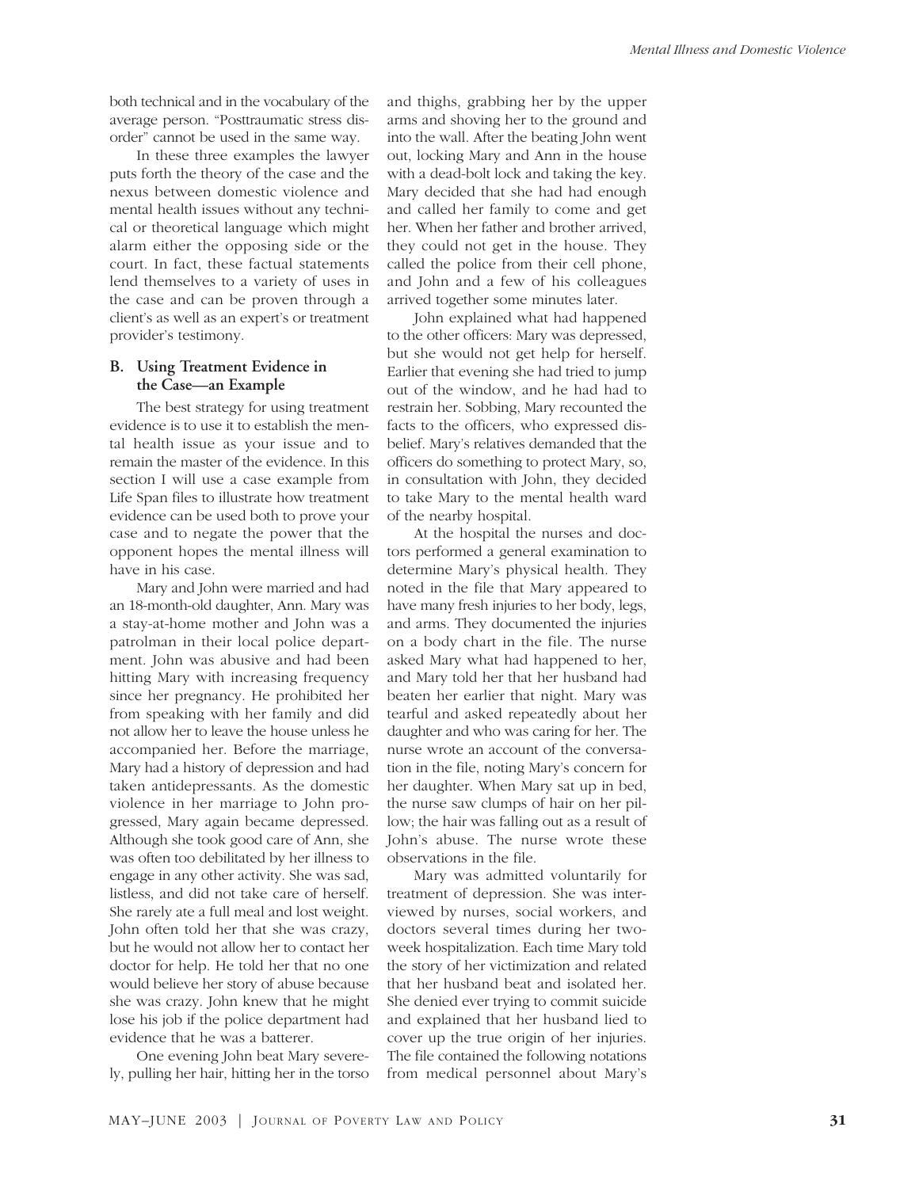both technical and in the vocabulary of the average person. "Posttraumatic stress disorder" cannot be used in the same way.

In these three examples the lawyer puts forth the theory of the case and the nexus between domestic violence and mental health issues without any technical or theoretical language which might alarm either the opposing side or the court. In fact, these factual statements lend themselves to a variety of uses in the case and can be proven through a client's as well as an expert's or treatment provider's testimony.

### B. Using Treatment Evidence in the Case—an Example

The best strategy for using treatment evidence is to use it to establish the mental health issue as your issue and to remain the master of the evidence. In this section I will use a case example from Life Span files to illustrate how treatment evidence can be used both to prove your case and to negate the power that the opponent hopes the mental illness will have in his case.

Mary and John were married and had an 18-month-old daughter, Ann. Mary was a stay-at-home mother and John was a patrolman in their local police department. John was abusive and had been hitting Mary with increasing frequency since her pregnancy. He prohibited her from speaking with her family and did not allow her to leave the house unless he accompanied her. Before the marriage, Mary had a history of depression and had taken antidepressants. As the domestic violence in her marriage to John progressed, Mary again became depressed. Although she took good care of Ann, she was often too debilitated by her illness to engage in any other activity. She was sad, listless, and did not take care of herself. She rarely ate a full meal and lost weight. John often told her that she was crazy, but he would not allow her to contact her doctor for help. He told her that no one would believe her story of abuse because she was crazy. John knew that he might lose his job if the police department had evidence that he was a batterer.

One evening John beat Mary severely, pulling her hair, hitting her in the torso and thighs, grabbing her by the upper arms and shoving her to the ground and into the wall. After the beating John went out, locking Mary and Ann in the house with a dead-bolt lock and taking the key. Mary decided that she had had enough and called her family to come and get her. When her father and brother arrived, they could not get in the house. They called the police from their cell phone, and John and a few of his colleagues arrived together some minutes later.

John explained what had happened to the other officers: Mary was depressed, but she would not get help for herself. Earlier that evening she had tried to jump out of the window, and he had had to restrain her. Sobbing, Mary recounted the facts to the officers, who expressed disbelief. Mary's relatives demanded that the officers do something to protect Mary, so, in consultation with John, they decided to take Mary to the mental health ward of the nearby hospital.

At the hospital the nurses and doctors performed a general examination to determine Mary's physical health. They noted in the file that Mary appeared to have many fresh injuries to her body, legs, and arms. They documented the injuries on a body chart in the file. The nurse asked Mary what had happened to her, and Mary told her that her husband had beaten her earlier that night. Mary was tearful and asked repeatedly about her daughter and who was caring for her. The nurse wrote an account of the conversation in the file, noting Mary's concern for her daughter. When Mary sat up in bed, the nurse saw clumps of hair on her pillow; the hair was falling out as a result of John's abuse. The nurse wrote these observations in the file.

Mary was admitted voluntarily for treatment of depression. She was interviewed by nurses, social workers, and doctors several times during her two-week hospitalization. Each time Mary told the story of her victimization and related that her husband beat and isolated her. She denied ever trying to commit suicide and explained that her husband lied to cover up the true origin of her injuries. The file contained the following notations from medical personnel about Mary's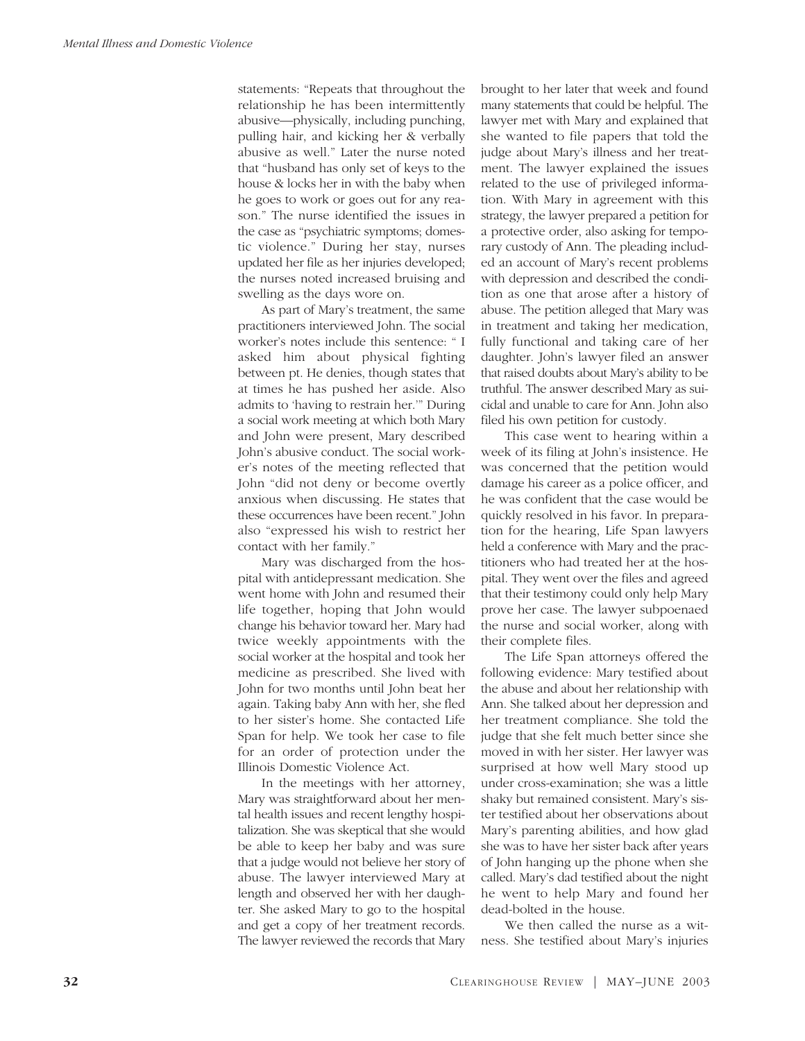statements: "Repeats that throughout the relationship he has been intermittently abusive—physically, including punching, pulling hair, and kicking her & verbally abusive as well." Later the nurse noted that "husband has only set of keys to the house & locks her in with the baby when he goes to work or goes out for any reason." The nurse identified the issues in the case as "psychiatric symptoms; domestic violence." During her stay, nurses updated her file as her injuries developed; the nurses noted increased bruising and swelling as the days wore on.

As part of Mary's treatment, the same practitioners interviewed John. The social worker's notes include this sentence: " I asked him about physical fighting between pt. He denies, though states that at times he has pushed her aside. Also admits to 'having to restrain her.'" During a social work meeting at which both Mary and John were present, Mary described John's abusive conduct. The social worker's notes of the meeting reflected that John "did not deny or become overtly anxious when discussing. He states that these occurrences have been recent." John also "expressed his wish to restrict her contact with her family."

Mary was discharged from the hospital with antidepressant medication. She went home with John and resumed their life together, hoping that John would change his behavior toward her. Mary had twice weekly appointments with the social worker at the hospital and took her medicine as prescribed. She lived with John for two months until John beat her again. Taking baby Ann with her, she fled to her sister's home. She contacted Life Span for help. We took her case to file for an order of protection under the Illinois Domestic Violence Act.

In the meetings with her attorney, Mary was straightforward about her mental health issues and recent lengthy hospitalization. She was skeptical that she would be able to keep her baby and was sure that a judge would not believe her story of abuse. The lawyer interviewed Mary at length and observed her with her daughter. She asked Mary to go to the hospital and get a copy of her treatment records. The lawyer reviewed the records that Mary brought to her later that week and found many statements that could be helpful. The lawyer met with Mary and explained that she wanted to file papers that told the judge about Mary's illness and her treatment. The lawyer explained the issues related to the use of privileged information. With Mary in agreement with this strategy, the lawyer prepared a petition for a protective order, also asking for temporary custody of Ann. The pleading included an account of Mary's recent problems with depression and described the condition as one that arose after a history of abuse. The petition alleged that Mary was in treatment and taking her medication, fully functional and taking care of her daughter. John's lawyer filed an answer that raised doubts about Mary's ability to be truthful. The answer described Mary as suicidal and unable to care for Ann. John also filed his own petition for custody.

This case went to hearing within a week of its filing at John's insistence. He was concerned that the petition would damage his career as a police officer, and he was confident that the case would be quickly resolved in his favor. In preparation for the hearing, Life Span lawyers held a conference with Mary and the practitioners who had treated her at the hospital. They went over the files and agreed that their testimony could only help Mary prove her case. The lawyer subpoenaed the nurse and social worker, along with their complete files.

The Life Span attorneys offered the following evidence: Mary testified about the abuse and about her relationship with Ann. She talked about her depression and her treatment compliance. She told the judge that she felt much better since she moved in with her sister. Her lawyer was surprised at how well Mary stood up under cross-examination; she was a little shaky but remained consistent. Mary's sister testified about her observations about Mary's parenting abilities, and how glad she was to have her sister back after years of John hanging up the phone when she called. Mary's dad testified about the night he went to help Mary and found her dead-bolted in the house.

We then called the nurse as a witness. She testified about Mary's injuries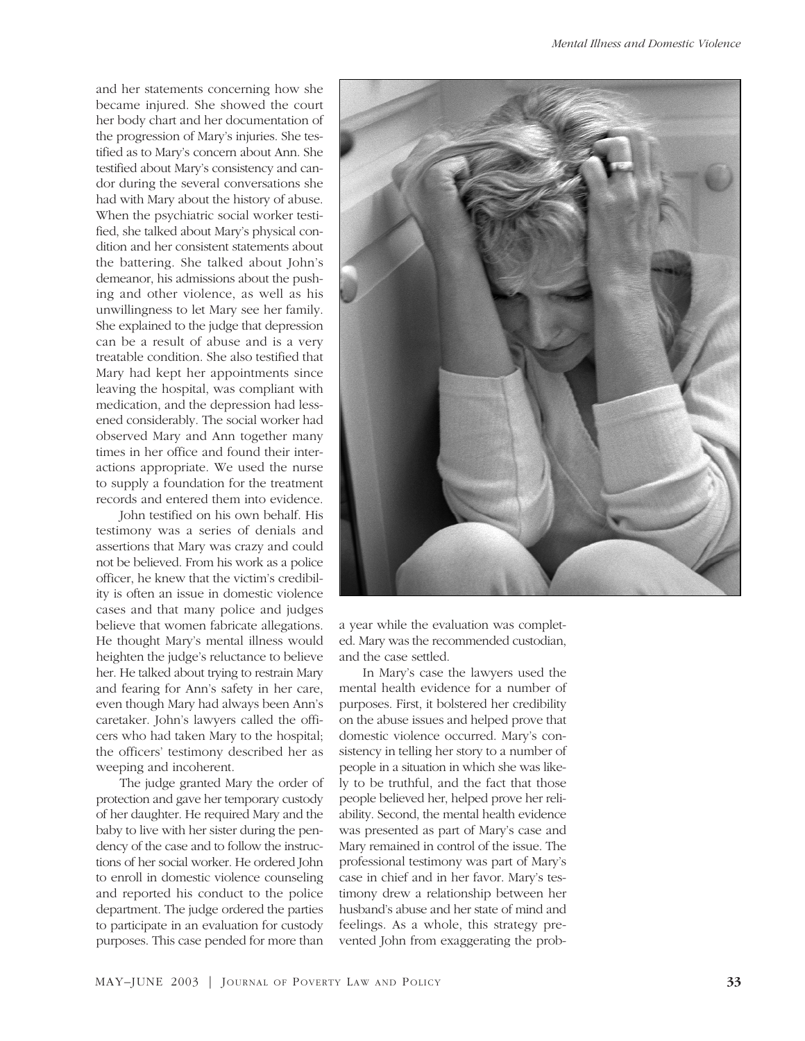and her statements concerning how she became injured. She showed the court her body chart and her documentation of the progression of Mary's injuries. She testified as to Mary's concern about Ann. She testified about Mary's consistency and candor during the several conversations she had with Mary about the history of abuse. When the psychiatric social worker testified, she talked about Mary's physical condition and her consistent statements about the battering. She talked about John's demeanor, his admissions about the pushing and other violence, as well as his unwillingness to let Mary see her family. She explained to the judge that depression can be a result of abuse and is a very treatable condition. She also testified that Mary had kept her appointments since leaving the hospital, was compliant with medication, and the depression had lessened considerably. The social worker had observed Mary and Ann together many times in her office and found their interactions appropriate. We used the nurse to supply a foundation for the treatment records and entered them into evidence.

John testified on his own behalf. His testimony was a series of denials and assertions that Mary was crazy and could not be believed. From his work as a police officer, he knew that the victim's credibility is often an issue in domestic violence cases and that many police and judges believe that women fabricate allegations. He thought Mary's mental illness would heighten the judge's reluctance to believe her. He talked about trying to restrain Mary and fearing for Ann's safety in her care, even though Mary had always been Ann's caretaker. John's lawyers called the officers who had taken Mary to the hospital; the officers' testimony described her as weeping and incoherent.

The judge granted Mary the order of protection and gave her temporary custody of her daughter. He required Mary and the baby to live with her sister during the pendency of the case and to follow the instructions of her social worker. He ordered John to enroll in domestic violence counseling and reported his conduct to the police department. The judge ordered the parties to participate in an evaluation for custody purposes. This case pended for more than a year while the evaluation was completed. Mary was the recommended custodian, and the case settled.

In Mary's case the lawyers used the mental health evidence for a number of purposes. First, it bolstered her credibility on the abuse issues and helped prove that domestic violence occurred. Mary's consistency in telling her story to a number of people in a situation in which she was likely to be truthful, and the fact that those people believed her, helped prove her reliability. Second, the mental health evidence was presented as part of Mary's case and Mary remained in control of the issue. The professional testimony was part of Mary's case in chief and in her favor. Mary's testimony drew a relationship between her husband's abuse and her state of mind and feelings. As a whole, this strategy prevented John from exaggerating the prob-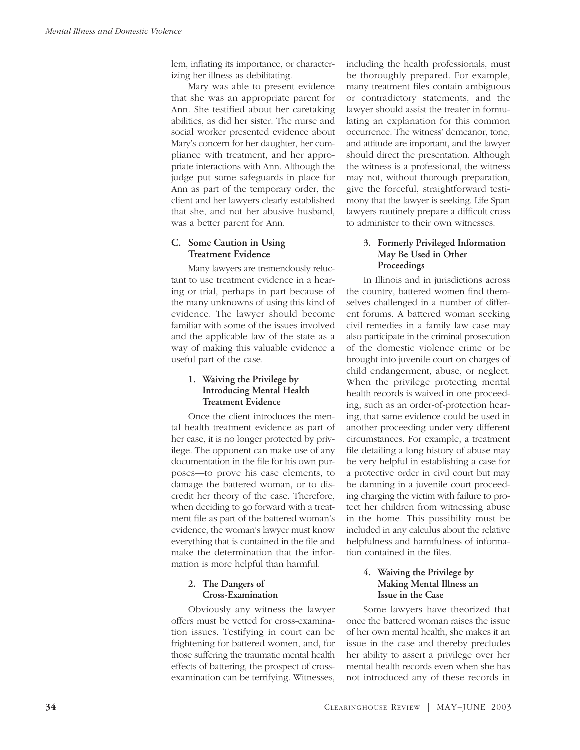lem, inflating its importance, or characterizing her illness as debilitating.

Mary was able to present evidence that she was an appropriate parent for Ann. She testified about her caretaking abilities, as did her sister. The nurse and social worker presented evidence about Mary's concern for her daughter, her compliance with treatment, and her appropriate interactions with Ann. Although the judge put some safeguards in place for Ann as part of the temporary order, the client and her lawyers clearly established that she, and not her abusive husband, was a better parent for Ann.

## C. Some Caution in Using Treatment Evidence

Many lawyers are tremendously reluctant to use treatment evidence in a hearing or trial, perhaps in part because of the many unknowns of using this kind of evidence. The lawyer should become familiar with some of the issues involved and the applicable law of the state as a way of making this valuable evidence a useful part of the case.

### 1. Waiving the Privilege by Introducing Mental Health Treatment Evidence

Once the client introduces the mental health treatment evidence as part of her case, it is no longer protected by privilege. The opponent can make use of any documentation in the file for his own purposes—to prove his case elements, to damage the battered woman, or to discredit her theory of the case. Therefore, when deciding to go forward with a treatment file as part of the battered woman's evidence, the woman's lawyer must know everything that is contained in the file and make the determination that the information is more helpful than harmful.

### 2. The Dangers of Cross-Examination

Obviously any witness the lawyer offers must be vetted for cross-examination issues. Testifying in court can be frightening for battered women, and, for those suffering the traumatic mental health effects of battering, the prospect of cross-examination can be terrifying. Witnesses, including the health professionals, must be thoroughly prepared. For example, many treatment files contain ambiguous or contradictory statements, and the lawyer should assist the treater in formulating an explanation for this common occurrence. The witness' demeanor, tone, and attitude are important, and the lawyer should direct the presentation. Although the witness is a professional, the witness may not, without thorough preparation, give the forceful, straightforward testimony that the lawyer is seeking. Life Span lawyers routinely prepare a difficult cross to administer to their own witnesses.

### 3. Formerly Privileged Information May Be Used in Other Proceedings

In Illinois and in jurisdictions across the country, battered women find themselves challenged in a number of different forums. A battered woman seeking civil remedies in a family law case may also participate in the criminal prosecution of the domestic violence crime or be brought into juvenile court on charges of child endangerment, abuse, or neglect. When the privilege protecting mental health records is waived in one proceeding, such as an order-of-protection hearing, that same evidence could be used in another proceeding under very different circumstances. For example, a treatment file detailing a long history of abuse may be very helpful in establishing a case for a protective order in civil court but may be damning in a juvenile court proceeding charging the victim with failure to protect her children from witnessing abuse in the home. This possibility must be included in any calculus about the relative helpfulness and harmfulness of information contained in the files.

### 4. Waiving the Privilege by Making Mental Illness an Issue in the Case

Some lawyers have theorized that once the battered woman raises the issue of her own mental health, she makes it an issue in the case and thereby precludes her ability to assert a privilege over her mental health records even when she has not introduced any of these records in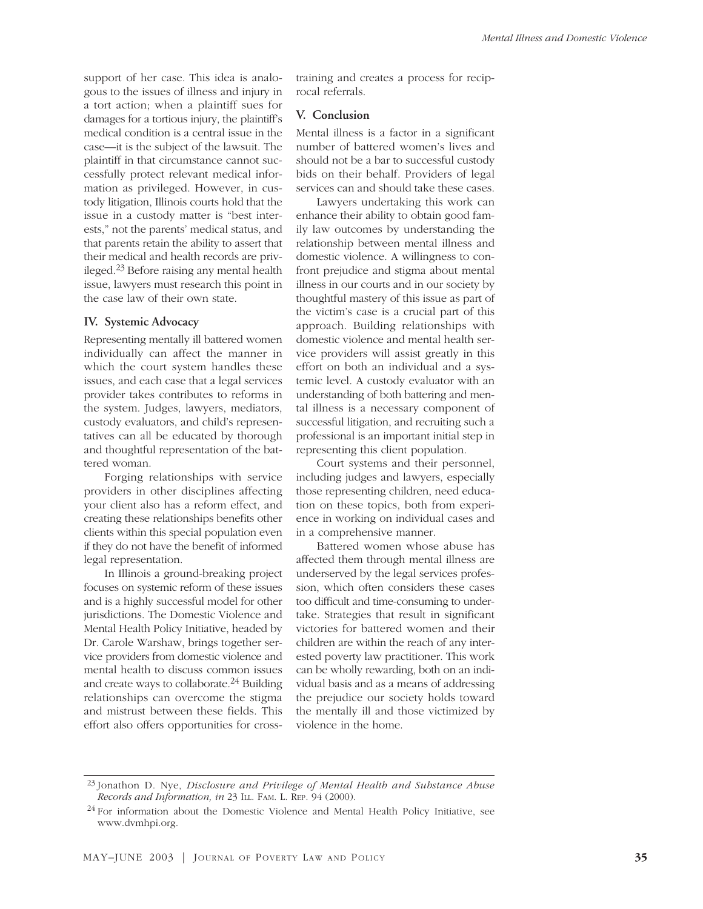support of her case. This idea is analogous to the issues of illness and injury in a tort action; when a plaintiff sues for damages for a tortious injury, the plaintiff's medical condition is a central issue in the case—it is the subject of the lawsuit. The plaintiff in that circumstance cannot successfully protect relevant medical information as privileged. However, in custody litigation, Illinois courts hold that the issue in a custody matter is "best interests," not the parents' medical status, and that parents retain the ability to assert that their medical and health records are privileged.[23] Before raising any mental health issue, lawyers must research this point in the case law of their own state.

### IV. Systemic Advocacy

Representing mentally ill battered women individually can affect the manner in which the court system handles these issues, and each case that a legal services provider takes contributes to reforms in the system. Judges, lawyers, mediators, custody evaluators, and child's representatives can all be educated by thorough and thoughtful representation of the battered woman.

Forging relationships with service providers in other disciplines affecting your client also has a reform effect, and creating these relationships benefits other clients within this special population even if they do not have the benefit of informed legal representation.

In Illinois a ground-breaking project focuses on systemic reform of these issues and is a highly successful model for other jurisdictions. The Domestic Violence and Mental Health Policy Initiative, headed by Dr. Carole Warshaw, brings together service providers from domestic violence and mental health to discuss common issues and create ways to collaborate.[24] Building relationships can overcome the stigma and mistrust between these fields. This effort also offers opportunities for cross-training and creates a process for reciprocal referrals.

### V. Conclusion

Mental illness is a factor in a significant number of battered women's lives and should not be a bar to successful custody bids on their behalf. Providers of legal services can and should take these cases.

Lawyers undertaking this work can enhance their ability to obtain good family law outcomes by understanding the relationship between mental illness and domestic violence. A willingness to confront prejudice and stigma about mental illness in our courts and in our society by thoughtful mastery of this issue as part of the victim's case is a crucial part of this approach. Building relationships with domestic violence and mental health service providers will assist greatly in this effort on both an individual and a systemic level. A custody evaluator with an understanding of both battering and mental illness is a necessary component of successful litigation, and recruiting such a professional is an important initial step in representing this client population.

Court systems and their personnel, including judges and lawyers, especially those representing children, need education on these topics, both from experience in working on individual cases and in a comprehensive manner.

Battered women whose abuse has affected them through mental illness are underserved by the legal services profession, which often considers these cases too difficult and time-consuming to undertake. Strategies that result in significant victories for battered women and their children are within the reach of any interested poverty law practitioner. This work can be wholly rewarding, both on an individual basis and as a means of addressing the prejudice our society holds toward the mentally ill and those victimized by violence in the home.

---

[23] Jonathon D. Nye, *Disclosure and Privilege of Mental Health and Substance Abuse Records and Information, in* 23 ILL. FAM. L. REP. 94 (2000).

[24] For information about the Domestic Violence and Mental Health Policy Initiative, see www.dvmhpi.org.